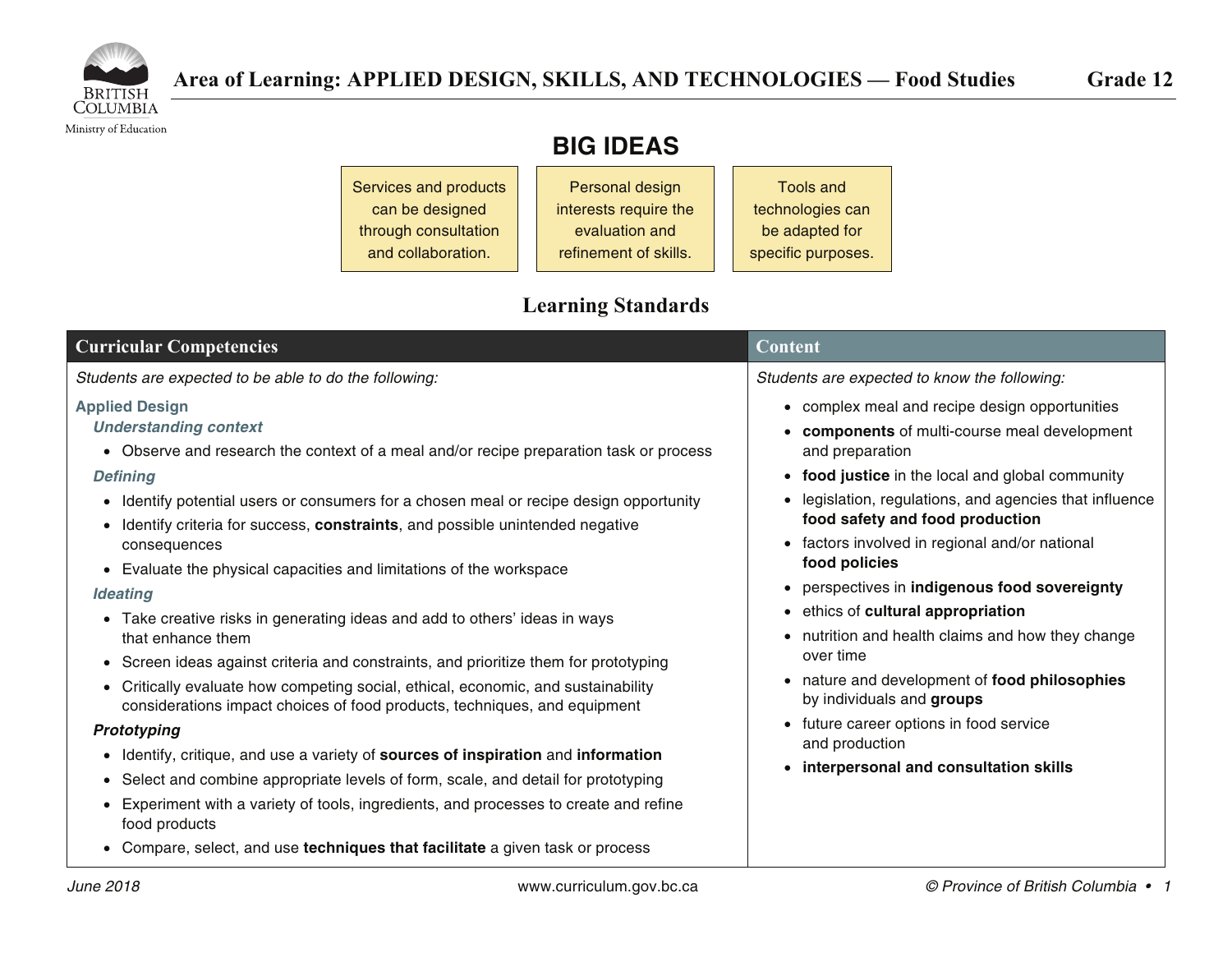# Area of Learning: APPLIED DESIGN, SKILLS, AND TECHNOLOGIES — Food Studies — Grade 12

## BIG IDEAS

| Services and products can be designed through consultation and collaboration. | Personal design interests require the evaluation and refinement of skills. | Tools and technologies can be adapted for specific purposes. |
|---|---|---|

## Learning Standards

### Curricular Competencies

*Students are expected to be able to do the following:*

**Applied Design**

***Understanding context***

- Observe and research the context of a meal and/or recipe preparation task or process

***Defining***

- Identify potential users or consumers for a chosen meal or recipe design opportunity
- Identify criteria for success, **constraints**, and possible unintended negative consequences
- Evaluate the physical capacities and limitations of the workspace

***Ideating***

- Take creative risks in generating ideas and add to others' ideas in ways that enhance them
- Screen ideas against criteria and constraints, and prioritize them for prototyping
- Critically evaluate how competing social, ethical, economic, and sustainability considerations impact choices of food products, techniques, and equipment

***Prototyping***

- Identify, critique, and use a variety of **sources of inspiration** and **information**
- Select and combine appropriate levels of form, scale, and detail for prototyping
- Experiment with a variety of tools, ingredients, and processes to create and refine food products
- Compare, select, and use **techniques that facilitate** a given task or process

### Content

*Students are expected to know the following:*

- complex meal and recipe design opportunities
- **components** of multi-course meal development and preparation
- **food justice** in the local and global community
- legislation, regulations, and agencies that influence **food safety and food production**
- factors involved in regional and/or national **food policies**
- perspectives in **indigenous food sovereignty**
- ethics of **cultural appropriation**
- nutrition and health claims and how they change over time
- nature and development of **food philosophies** by individuals and **groups**
- future career options in food service and production
- **interpersonal and consultation skills**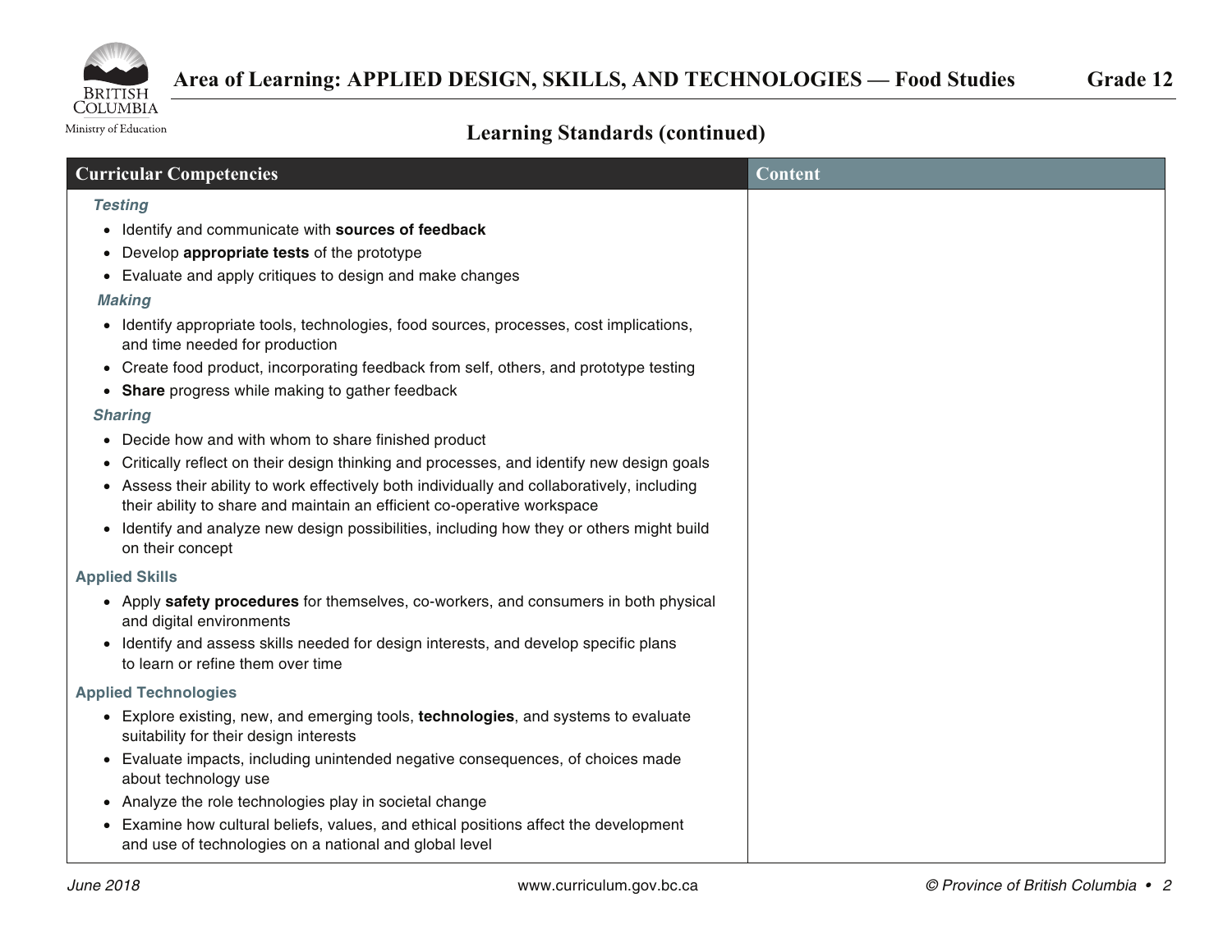# Area of Learning: APPLIED DESIGN, SKILLS, AND TECHNOLOGIES — Food Studies — Grade 12

## Learning Standards (continued)

| Curricular Competencies | Content |
|---|---|
| ***Testing*** <br> • Identify and communicate with **sources of feedback** <br> • Develop **appropriate tests** of the prototype <br> • Evaluate and apply critiques to design and make changes <br> ***Making*** <br> • Identify appropriate tools, technologies, food sources, processes, cost implications, and time needed for production <br> • Create food product, incorporating feedback from self, others, and prototype testing <br> • **Share** progress while making to gather feedback <br> ***Sharing*** <br> • Decide how and with whom to share finished product <br> • Critically reflect on their design thinking and processes, and identify new design goals <br> • Assess their ability to work effectively both individually and collaboratively, including their ability to share and maintain an efficient co-operative workspace <br> • Identify and analyze new design possibilities, including how they or others might build on their concept <br> **Applied Skills** <br> • Apply **safety procedures** for themselves, co-workers, and consumers in both physical and digital environments <br> • Identify and assess skills needed for design interests, and develop specific plans to learn or refine them over time <br> **Applied Technologies** <br> • Explore existing, new, and emerging tools, **technologies**, and systems to evaluate suitability for their design interests <br> • Evaluate impacts, including unintended negative consequences, of choices made about technology use <br> • Analyze the role technologies play in societal change <br> • Examine how cultural beliefs, values, and ethical positions affect the development and use of technologies on a national and global level | |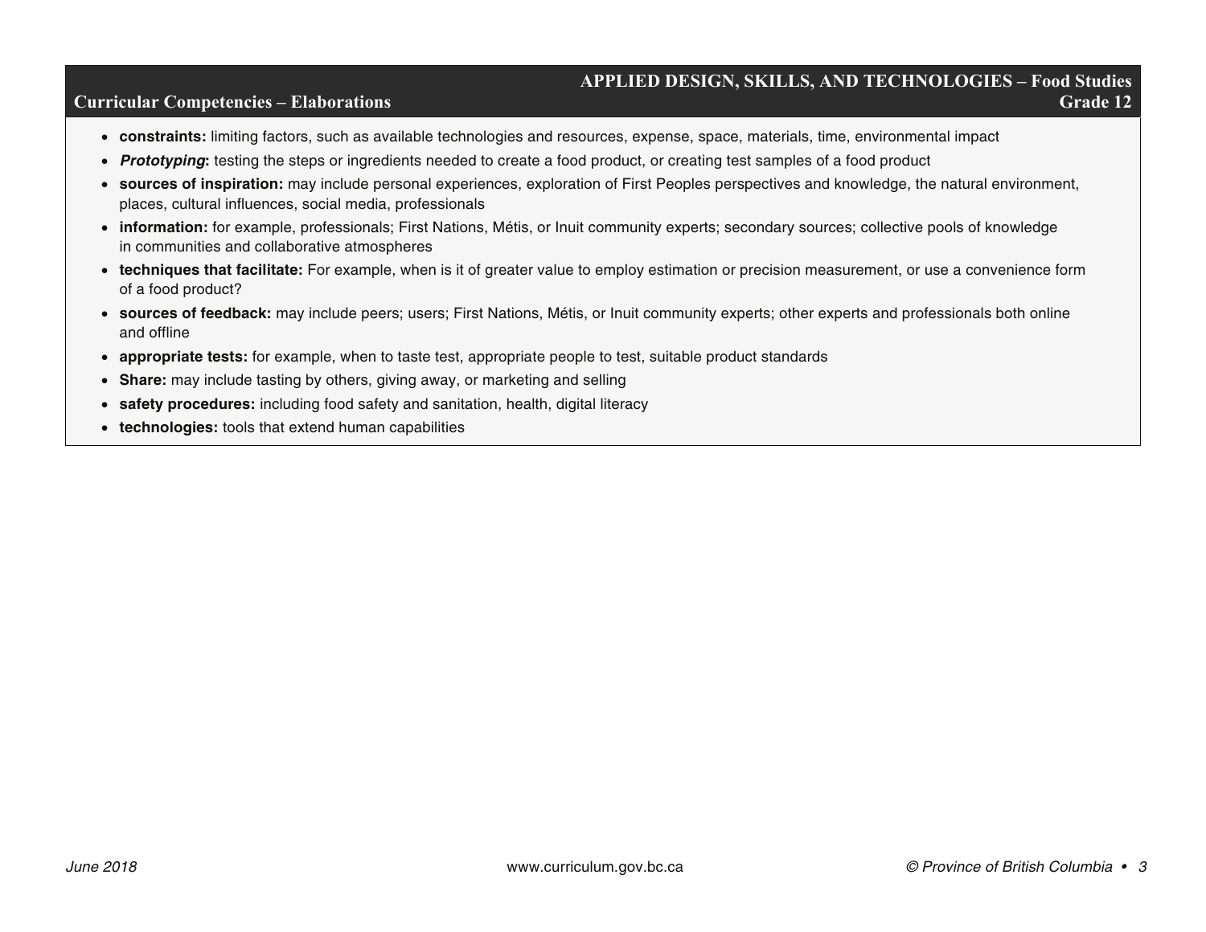## Curricular Competencies – Elaborations

- **constraints:** limiting factors, such as available technologies and resources, expense, space, materials, time, environmental impact
- ***Prototyping*:** testing the steps or ingredients needed to create a food product, or creating test samples of a food product
- **sources of inspiration:** may include personal experiences, exploration of First Peoples perspectives and knowledge, the natural environment, places, cultural influences, social media, professionals
- **information:** for example, professionals; First Nations, Métis, or Inuit community experts; secondary sources; collective pools of knowledge in communities and collaborative atmospheres
- **techniques that facilitate:** For example, when is it of greater value to employ estimation or precision measurement, or use a convenience form of a food product?
- **sources of feedback:** may include peers; users; First Nations, Métis, or Inuit community experts; other experts and professionals both online and offline
- **appropriate tests:** for example, when to taste test, appropriate people to test, suitable product standards
- **Share:** may include tasting by others, giving away, or marketing and selling
- **safety procedures:** including food safety and sanitation, health, digital literacy
- **technologies:** tools that extend human capabilities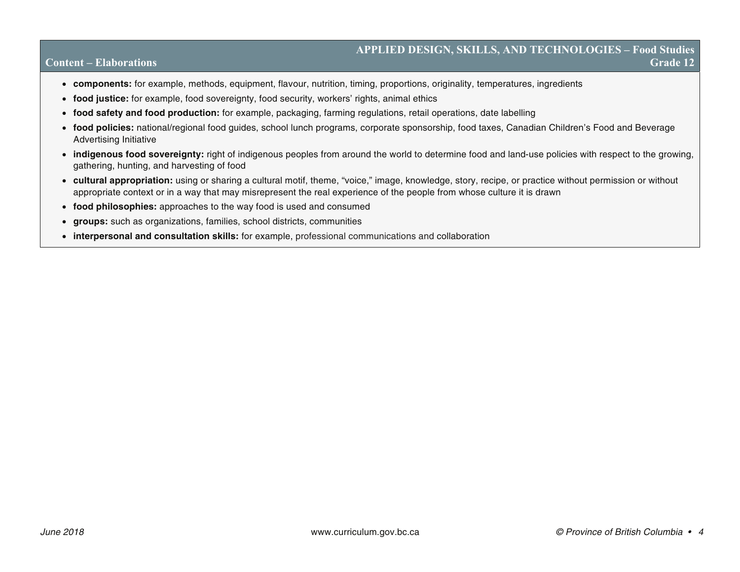## Content – Elaborations

- **components:** for example, methods, equipment, flavour, nutrition, timing, proportions, originality, temperatures, ingredients
- **food justice:** for example, food sovereignty, food security, workers' rights, animal ethics
- **food safety and food production:** for example, packaging, farming regulations, retail operations, date labelling
- **food policies:** national/regional food guides, school lunch programs, corporate sponsorship, food taxes, Canadian Children's Food and Beverage Advertising Initiative
- **indigenous food sovereignty:** right of indigenous peoples from around the world to determine food and land-use policies with respect to the growing, gathering, hunting, and harvesting of food
- **cultural appropriation:** using or sharing a cultural motif, theme, "voice," image, knowledge, story, recipe, or practice without permission or without appropriate context or in a way that may misrepresent the real experience of the people from whose culture it is drawn
- **food philosophies:** approaches to the way food is used and consumed
- **groups:** such as organizations, families, school districts, communities
- **interpersonal and consultation skills:** for example, professional communications and collaboration